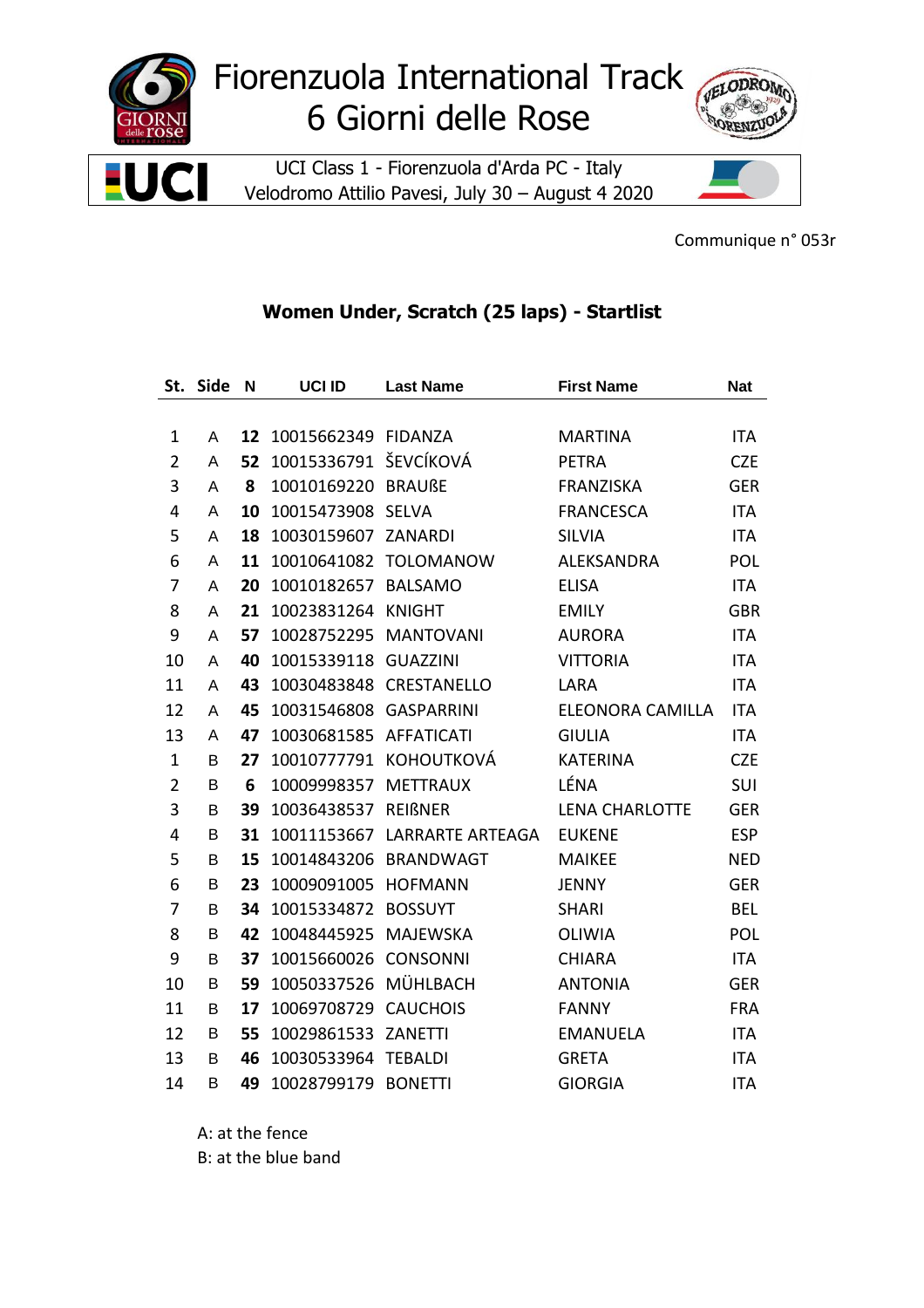# Fiorenzuola International Track 6 Giorni delle Rose

UCI Class 1 - Fiorenzuola d'Arda PC - Italy
Velodromo Attilio Pavesi, July 30 – August 4 2020

Communique n° 053r

## Women Under, Scratch (25 laps) - Startlist

| St. | Side | N | UCI ID | Last Name | First Name | Nat |
|---|---|---|---|---|---|---|
| 1 | A | **12** | 10015662349 | FIDANZA | MARTINA | ITA |
| 2 | A | **52** | 10015336791 | ŠEVCÍKOVÁ | PETRA | CZE |
| 3 | A | **8** | 10010169220 | BRAUßE | FRANZISKA | GER |
| 4 | A | **10** | 10015473908 | SELVA | FRANCESCA | ITA |
| 5 | A | **18** | 10030159607 | ZANARDI | SILVIA | ITA |
| 6 | A | **11** | 10010641082 | TOLOMANOW | ALEKSANDRA | POL |
| 7 | A | **20** | 10010182657 | BALSAMO | ELISA | ITA |
| 8 | A | **21** | 10023831264 | KNIGHT | EMILY | GBR |
| 9 | A | **57** | 10028752295 | MANTOVANI | AURORA | ITA |
| 10 | A | **40** | 10015339118 | GUAZZINI | VITTORIA | ITA |
| 11 | A | **43** | 10030483848 | CRESTANELLO | LARA | ITA |
| 12 | A | **45** | 10031546808 | GASPARRINI | ELEONORA CAMILLA | ITA |
| 13 | A | **47** | 10030681585 | AFFATICATI | GIULIA | ITA |
| 1 | B | **27** | 10010777791 | KOHOUTKOVÁ | KATERINA | CZE |
| 2 | B | **6** | 10009998357 | METTRAUX | LÉNA | SUI |
| 3 | B | **39** | 10036438537 | REIßNER | LENA CHARLOTTE | GER |
| 4 | B | **31** | 10011153667 | LARRARTE ARTEAGA | EUKENE | ESP |
| 5 | B | **15** | 10014843206 | BRANDWAGT | MAIKEE | NED |
| 6 | B | **23** | 10009091005 | HOFMANN | JENNY | GER |
| 7 | B | **34** | 10015334872 | BOSSUYT | SHARI | BEL |
| 8 | B | **42** | 10048445925 | MAJEWSKA | OLIWIA | POL |
| 9 | B | **37** | 10015660026 | CONSONNI | CHIARA | ITA |
| 10 | B | **59** | 10050337526 | MÜHLBACH | ANTONIA | GER |
| 11 | B | **17** | 10069708729 | CAUCHOIS | FANNY | FRA |
| 12 | B | **55** | 10029861533 | ZANETTI | EMANUELA | ITA |
| 13 | B | **46** | 10030533964 | TEBALDI | GRETA | ITA |
| 14 | B | **49** | 10028799179 | BONETTI | GIORGIA | ITA |

A: at the fence
B: at the blue band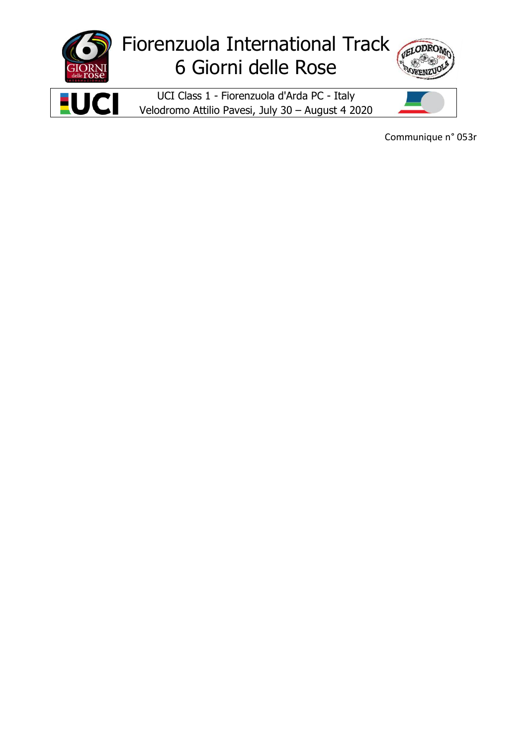Communique n° 053r